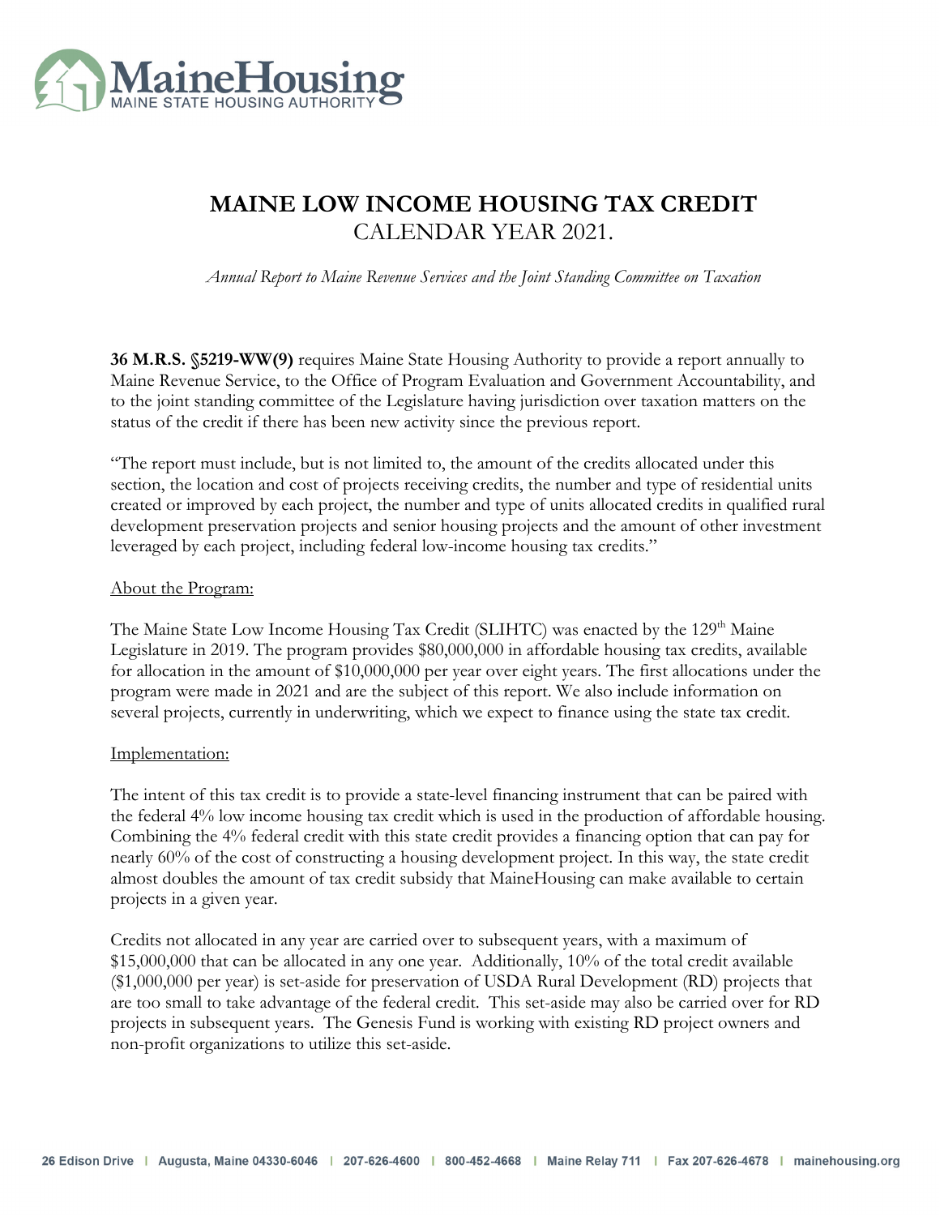MaineHousing
MAINE STATE HOUSING AUTHORITY

# MAINE LOW INCOME HOUSING TAX CREDIT
## CALENDAR YEAR 2021.

*Annual Report to Maine Revenue Services and the Joint Standing Committee on Taxation*

**36 M.R.S. §5219-WW(9)** requires Maine State Housing Authority to provide a report annually to Maine Revenue Service, to the Office of Program Evaluation and Government Accountability, and to the joint standing committee of the Legislature having jurisdiction over taxation matters on the status of the credit if there has been new activity since the previous report.

"The report must include, but is not limited to, the amount of the credits allocated under this section, the location and cost of projects receiving credits, the number and type of residential units created or improved by each project, the number and type of units allocated credits in qualified rural development preservation projects and senior housing projects and the amount of other investment leveraged by each project, including federal low-income housing tax credits."

<u>About the Program:</u>

The Maine State Low Income Housing Tax Credit (SLIHTC) was enacted by the 129th Maine Legislature in 2019. The program provides $80,000,000 in affordable housing tax credits, available for allocation in the amount of $10,000,000 per year over eight years. The first allocations under the program were made in 2021 and are the subject of this report. We also include information on several projects, currently in underwriting, which we expect to finance using the state tax credit.

<u>Implementation:</u>

The intent of this tax credit is to provide a state-level financing instrument that can be paired with the federal 4% low income housing tax credit which is used in the production of affordable housing. Combining the 4% federal credit with this state credit provides a financing option that can pay for nearly 60% of the cost of constructing a housing development project. In this way, the state credit almost doubles the amount of tax credit subsidy that MaineHousing can make available to certain projects in a given year.

Credits not allocated in any year are carried over to subsequent years, with a maximum of $15,000,000 that can be allocated in any one year. Additionally, 10% of the total credit available ($1,000,000 per year) is set-aside for preservation of USDA Rural Development (RD) projects that are too small to take advantage of the federal credit. This set-aside may also be carried over for RD projects in subsequent years. The Genesis Fund is working with existing RD project owners and non-profit organizations to utilize this set-aside.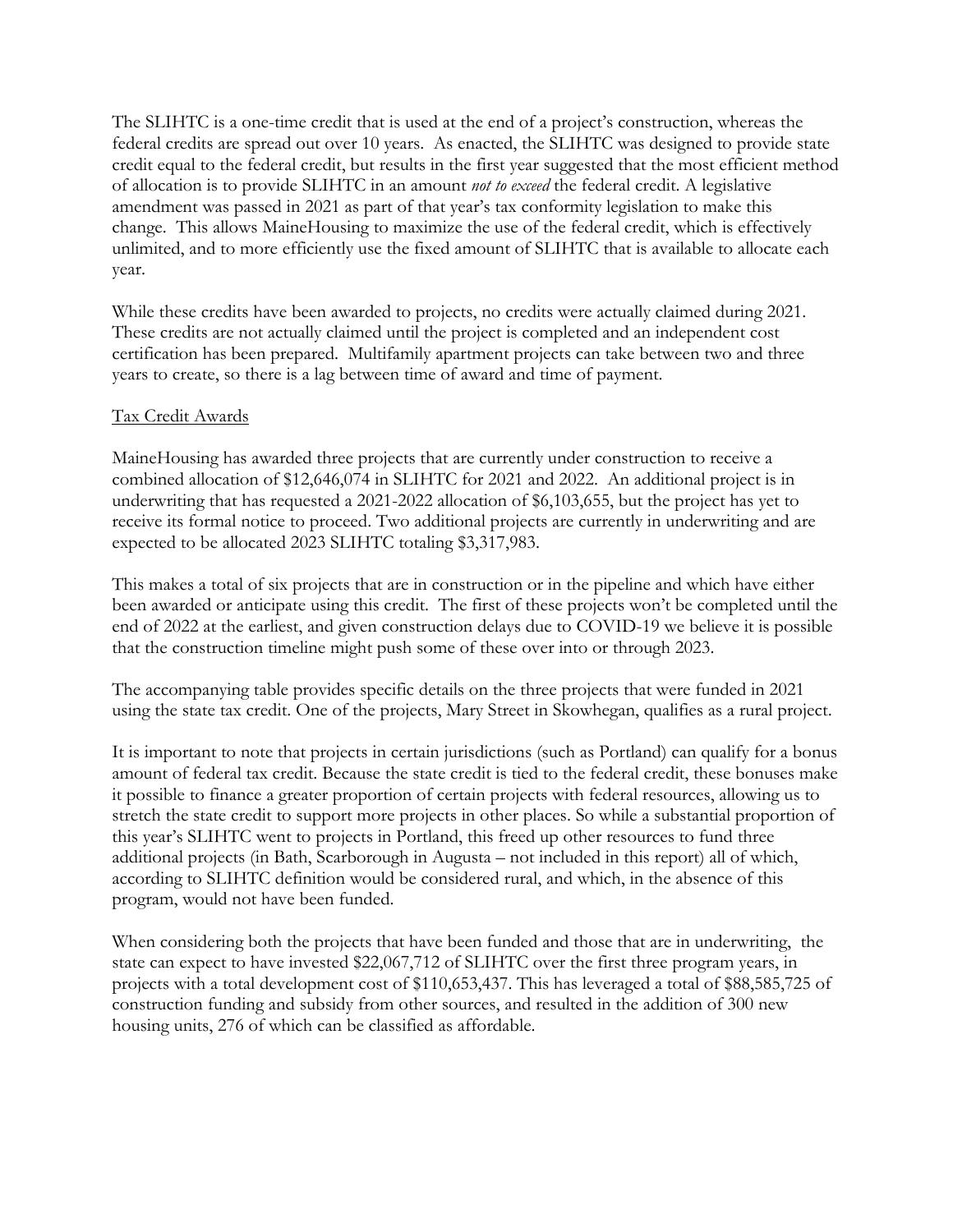The SLIHTC is a one-time credit that is used at the end of a project's construction, whereas the federal credits are spread out over 10 years. As enacted, the SLIHTC was designed to provide state credit equal to the federal credit, but results in the first year suggested that the most efficient method of allocation is to provide SLIHTC in an amount *not to exceed* the federal credit. A legislative amendment was passed in 2021 as part of that year's tax conformity legislation to make this change. This allows MaineHousing to maximize the use of the federal credit, which is effectively unlimited, and to more efficiently use the fixed amount of SLIHTC that is available to allocate each year.

While these credits have been awarded to projects, no credits were actually claimed during 2021. These credits are not actually claimed until the project is completed and an independent cost certification has been prepared. Multifamily apartment projects can take between two and three years to create, so there is a lag between time of award and time of payment.

<u>Tax Credit Awards</u>

MaineHousing has awarded three projects that are currently under construction to receive a combined allocation of $12,646,074 in SLIHTC for 2021 and 2022. An additional project is in underwriting that has requested a 2021-2022 allocation of $6,103,655, but the project has yet to receive its formal notice to proceed. Two additional projects are currently in underwriting and are expected to be allocated 2023 SLIHTC totaling $3,317,983.

This makes a total of six projects that are in construction or in the pipeline and which have either been awarded or anticipate using this credit. The first of these projects won't be completed until the end of 2022 at the earliest, and given construction delays due to COVID-19 we believe it is possible that the construction timeline might push some of these over into or through 2023.

The accompanying table provides specific details on the three projects that were funded in 2021 using the state tax credit. One of the projects, Mary Street in Skowhegan, qualifies as a rural project.

It is important to note that projects in certain jurisdictions (such as Portland) can qualify for a bonus amount of federal tax credit. Because the state credit is tied to the federal credit, these bonuses make it possible to finance a greater proportion of certain projects with federal resources, allowing us to stretch the state credit to support more projects in other places. So while a substantial proportion of this year's SLIHTC went to projects in Portland, this freed up other resources to fund three additional projects (in Bath, Scarborough in Augusta – not included in this report) all of which, according to SLIHTC definition would be considered rural, and which, in the absence of this program, would not have been funded.

When considering both the projects that have been funded and those that are in underwriting, the state can expect to have invested $22,067,712 of SLIHTC over the first three program years, in projects with a total development cost of $110,653,437. This has leveraged a total of $88,585,725 of construction funding and subsidy from other sources, and resulted in the addition of 300 new housing units, 276 of which can be classified as affordable.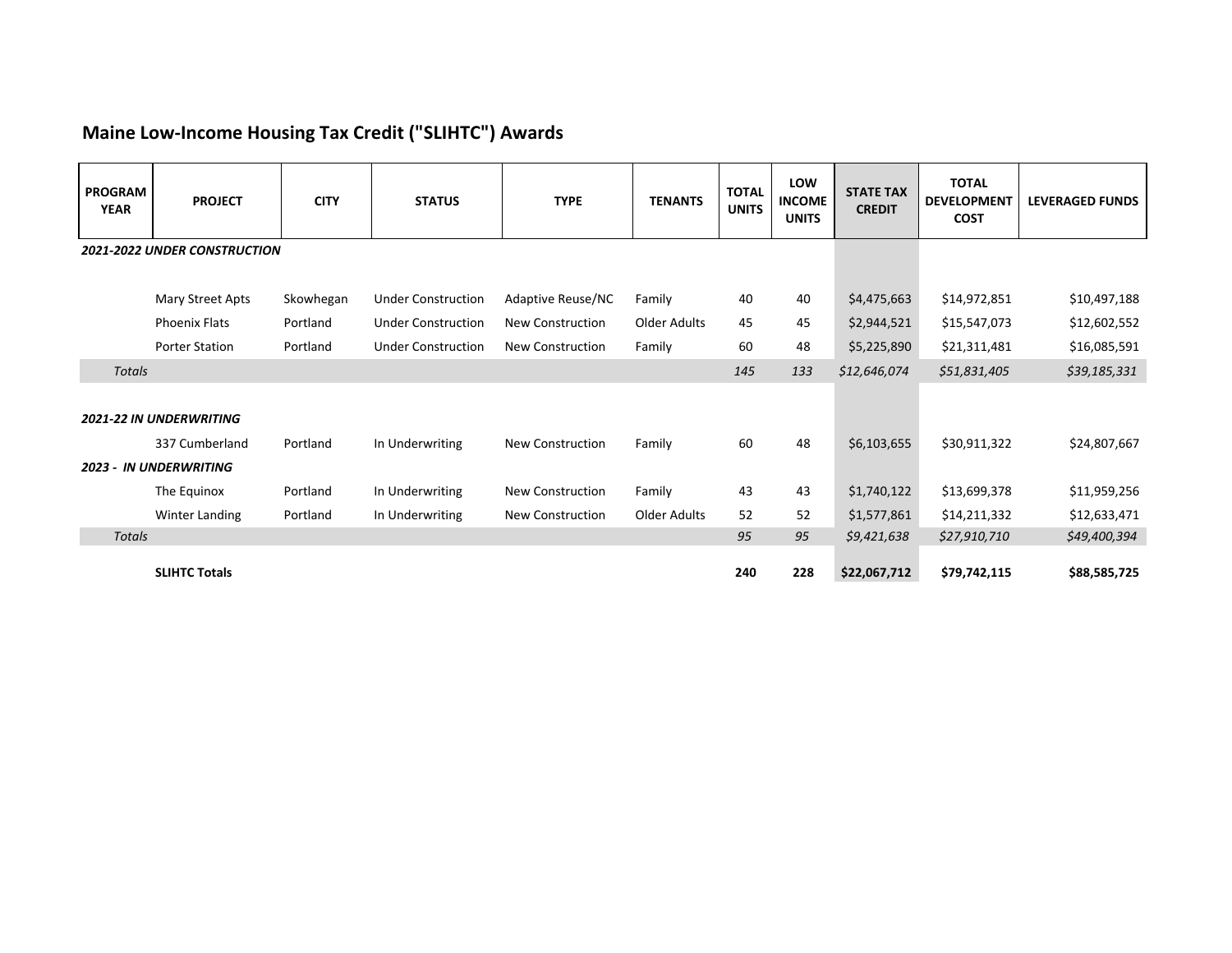## Maine Low-Income Housing Tax Credit ("SLIHTC") Awards

| PROGRAM YEAR | PROJECT | CITY | STATUS | TYPE | TENANTS | TOTAL UNITS | LOW INCOME UNITS | STATE TAX CREDIT | TOTAL DEVELOPMENT COST | LEVERAGED FUNDS |
|---|---|---|---|---|---|---|---|---|---|---|
| ***2021-2022 UNDER CONSTRUCTION*** | | | | | | | | | | |
| | Mary Street Apts | Skowhegan | Under Construction | Adaptive Reuse/NC | Family | 40 | 40 | $4,475,663 | $14,972,851 | $10,497,188 |
| | Phoenix Flats | Portland | Under Construction | New Construction | Older Adults | 45 | 45 | $2,944,521 | $15,547,073 | $12,602,552 |
| | Porter Station | Portland | Under Construction | New Construction | Family | 60 | 48 | $5,225,890 | $21,311,481 | $16,085,591 |
| *Totals* | | | | | | *145* | *133* | *$12,646,074* | *$51,831,405* | *$39,185,331* |
| ***2021-22 IN UNDERWRITING*** | | | | | | | | | | |
| | 337 Cumberland | Portland | In Underwriting | New Construction | Family | 60 | 48 | $6,103,655 | $30,911,322 | $24,807,667 |
| ***2023 - IN UNDERWRITING*** | | | | | | | | | | |
| | The Equinox | Portland | In Underwriting | New Construction | Family | 43 | 43 | $1,740,122 | $13,699,378 | $11,959,256 |
| | Winter Landing | Portland | In Underwriting | New Construction | Older Adults | 52 | 52 | $1,577,861 | $14,211,332 | $12,633,471 |
| *Totals* | | | | | | *95* | *95* | *$9,421,638* | *$27,910,710* | *$49,400,394* |
| | **SLIHTC Totals** | | | | | **240** | **228** | **$22,067,712** | **$79,742,115** | **$88,585,725** |